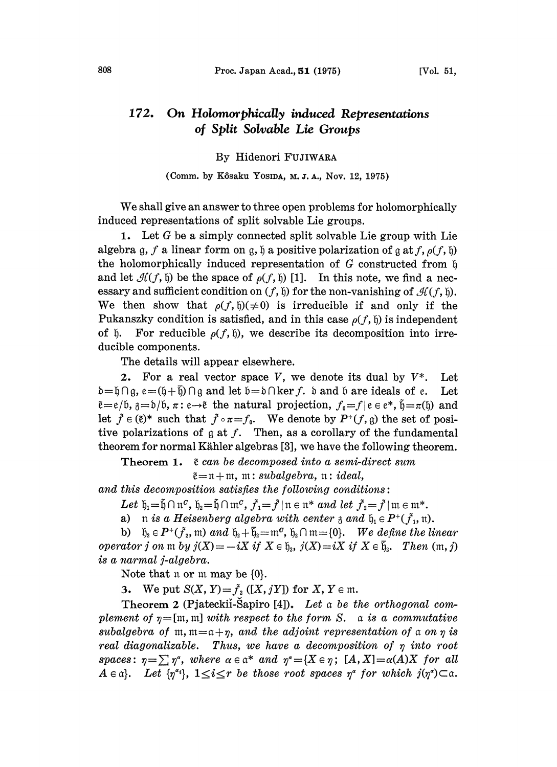# 172. On Holomorphically induced Representations of Split Solvable Lie Groups

By Hidenori FUJIWARA

(Comm. by Kôsaku YOSIDA, M. J. A., Nov. 12, 1975)

We shall give an answer to three open problems for holomorphically induced representations of split solvable Lie groups.

**1.** Let $G$ be a simply connected split solvable Lie group with Lie algebra $\mathfrak{g}$, $f$ a linear form on $\mathfrak{g}$, $\mathfrak{h}$ a positive polarization of $\mathfrak{g}$ at $f$, $\rho(f, \mathfrak{h})$ the holomorphically induced representation of $G$ constructed from $\mathfrak{h}$ and let $\mathcal{H}(f, \mathfrak{h})$ be the space of $\rho(f, \mathfrak{h})$ [1]. In this note, we find a necessary and sufficient condition on $(f, \mathfrak{h})$ for the non-vanishing of $\mathcal{H}(f, \mathfrak{h})$. We then show that $\rho(f, \mathfrak{h})(\neq 0)$ is irreducible if and only if the Pukanszky condition is satisfied, and in this case $\rho(f, \mathfrak{h})$ is independent of $\mathfrak{h}$. For reducible $\rho(f, \mathfrak{h})$, we describe its decomposition into irreducible components.

The details will appear elsewhere.

**2.** For a real vector space $V$, we denote its dual by $V^*$. Let $\mathfrak{d} = \mathfrak{h} \cap \mathfrak{g}$, $\mathfrak{e} = (\mathfrak{h} + \bar{\mathfrak{h}}) \cap \mathfrak{g}$ and let $\mathfrak{b} = \mathfrak{d} \cap \ker f$. $\mathfrak{d}$ and $\mathfrak{b}$ are ideals of $\mathfrak{e}$. Let $\tilde{\mathfrak{e}} = \mathfrak{e}/\mathfrak{b}$, $\mathfrak{z} = \mathfrak{d}/\mathfrak{b}$, $\pi : \mathfrak{e} \to \tilde{\mathfrak{e}}$ the natural projection, $f_0 = f|\mathfrak{e} \in \mathfrak{e}^*$, $\tilde{\mathfrak{h}} = \pi(\mathfrak{h})$ and let $\tilde{f} \in (\tilde{\mathfrak{e}})^*$ such that $\tilde{f} \circ \pi = f_0$. We denote by $P^+(f, \mathfrak{g})$ the set of positive polarizations of $\mathfrak{g}$ at $f$. Then, as a corollary of the fundamental theorem for normal Kähler algebras [3], we have the following theorem.

**Theorem 1.** *$\tilde{\mathfrak{e}}$ can be decomposed into a semi-direct sum*

$$\tilde{\mathfrak{e}} = \mathfrak{n} + \mathfrak{m}, \quad \mathfrak{m}: \textit{subalgebra}, \ \mathfrak{n}: \textit{ideal},$$

*and this decomposition satisfies the following conditions:*

*Let $\mathfrak{h}_1 = \tilde{\mathfrak{h}} \cap \mathfrak{n}^C$, $\mathfrak{h}_2 = \tilde{\mathfrak{h}} \cap \mathfrak{m}^C$, $\tilde{f}_1 = \tilde{f}|\mathfrak{n} \in \mathfrak{n}^*$ and let $\tilde{f}_2 = \tilde{f}|\mathfrak{m} \in \mathfrak{m}^*$.*

a) *$\mathfrak{n}$ is a Heisenberg algebra with center $\mathfrak{z}$ and $\mathfrak{h}_1 \in P^+(\tilde{f}_1, \mathfrak{n})$.*

b) *$\mathfrak{h}_2 \in P^+(\tilde{f}_2, \mathfrak{m})$ and $\mathfrak{h}_2 + \bar{\mathfrak{h}}_2 = \mathfrak{m}^C$, $\mathfrak{h}_2 \cap \mathfrak{m} = \{0\}$. We define the linear operator $j$ on $\mathfrak{m}$ by $j(X) = -iX$ if $X \in \mathfrak{h}_2$, $j(X) = iX$ if $X \in \bar{\mathfrak{h}}_2$. Then $(\mathfrak{m}, j)$ is a normal j-algebra.*

Note that $\mathfrak{n}$ or $\mathfrak{m}$ may be $\{0\}$.

**3.** We put $S(X, Y) = \tilde{f}_2([X, jY])$ for $X, Y \in \mathfrak{m}$.

**Theorem 2** (Pjateckiĭ-Šapiro [4]). *Let $\mathfrak{a}$ be the orthogonal complement of $\eta = [\mathfrak{m}, \mathfrak{m}]$ with respect to the form $S$. $\mathfrak{a}$ is a commutative subalgebra of $\mathfrak{m}$, $\mathfrak{m} = \mathfrak{a} + \eta$, and the adjoint representation of $\mathfrak{a}$ on $\eta$ is real diagonalizable. Thus, we have a decomposition of $\eta$ into root spaces: $\eta = \sum \eta^\alpha$, where $\alpha \in \mathfrak{a}^*$ and $\eta^\alpha = \{X \in \eta;\ [A, X] = \alpha(A)X$ for all $A \in \mathfrak{a}\}$. Let $\{\eta^{\alpha_i}\}$, $1 \leq i \leq r$ be those root spaces $\eta^\alpha$ for which $j(\eta^\alpha) \subset \mathfrak{a}$.*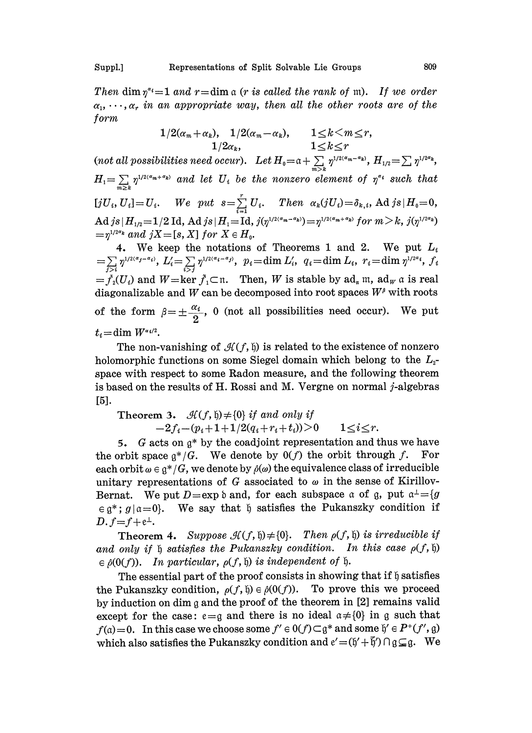Then $\dim \eta^{\alpha_i}=1$ and $r=\dim \mathfrak{a}$ ($r$ *is called the rank of* $\mathfrak{m}$). *If we order* $\alpha_1, \cdots, \alpha_r$ *in an appropriate way, then all the other roots are of the form*

$$1/2(\alpha_m+\alpha_k), \quad 1/2(\alpha_m-\alpha_k), \qquad 1 \leq k < m \leq r,$$
$$1/2\alpha_k, \qquad 1 \leq k \leq r$$

(*not all possibilities need occur*). *Let* $H_0=\mathfrak{a}+\sum_{m>k} \eta^{1/2(\alpha_m-\alpha_k)}$, $H_{1/2}=\sum \eta^{1/2\alpha_k}$, $H_1=\sum_{m\geq k} \eta^{1/2(\alpha_m+\alpha_k)}$ *and let* $U_i$ *be the nonzero element of* $\eta^{\alpha_i}$ *such that* $[jU_i, U_i]=U_i$. *We put* $s=\sum_{i=1}^{r} U_i$. *Then* $\alpha_k(jU_i)=\delta_{k,i}$, $\mathrm{Ad}\, js\,|\,H_0=0$, $\mathrm{Ad}\, js\,|\,H_{1/2}=1/2\,\mathrm{Id}$, $\mathrm{Ad}\, js\,|\,H_1=\mathrm{Id}$, $j(\eta^{1/2(\alpha_m-\alpha_k)})=\eta^{1/2(\alpha_m+\alpha_k)}$ *for* $m>k$, $j(\eta^{1/2\alpha_k})=\eta^{1/2\alpha_k}$ *and* $jX=[s, X]$ *for* $X \in H_0$.

4. We keep the notations of Theorems 1 and 2. We put $L_i=\sum_{j>i} \eta^{1/2(\alpha_j-\alpha_i)}$, $L'_i=\sum_{i>j} \eta^{1/2(\alpha_i-\alpha_j)}$, $p_i=\dim L'_i$, $q_i=\dim L_i$, $r_i=\dim \eta^{1/2\alpha_i}$, $f_i=\tilde{f}_2(U_i)$ and $W=\ker \tilde{f}_1 \subset \mathfrak{n}$. Then, $W$ is stable by $\mathrm{ad}_{\mathfrak{n}}\,\mathfrak{m}$, $\mathrm{ad}_W\,\mathfrak{a}$ is real diagonalizable and $W$ can be decomposed into root spaces $W^\beta$ with roots of the form $\beta=\pm\frac{\alpha_i}{2}$, 0 (not all possibilities need occur). We put $t_i=\dim W^{\alpha_i/2}$.

The non-vanishing of $\mathcal{H}(f, \mathfrak{h})$ is related to the existence of nonzero holomorphic functions on some Siegel domain which belong to the $L_2$-space with respect to some Radon measure, and the following theorem is based on the results of H. Rossi and M. Vergne on normal $j$-algebras [5].

**Theorem 3.** *$\mathcal{H}(f, \mathfrak{h}) \neq \{0\}$ if and only if*

$$-2f_i-(p_i+1+1/2(q_i+r_i+t_i))>0 \qquad 1 \leq i \leq r.$$

5. $G$ acts on $\mathfrak{g}^*$ by the coadjoint representation and thus we have the orbit space $\mathfrak{g}^*/G$. We denote by $0(f)$ the orbit through $f$. For each orbit $\omega \in \mathfrak{g}^*/G$, we denote by $\hat{\rho}(\omega)$ the equivalence class of irreducible unitary representations of $G$ associated to $\omega$ in the sense of Kirillov-Bernat. We put $D=\exp \mathfrak{d}$ and, for each subspace $\mathfrak{a}$ of $\mathfrak{g}$, put $\mathfrak{a}^\perp=\{g \in \mathfrak{g}^*;\ g\,|\,\mathfrak{a}=0\}$. We say that $\mathfrak{h}$ satisfies the Pukanszky condition if $D.f=f+\mathfrak{e}^\perp$.

**Theorem 4.** *Suppose $\mathcal{H}(f, \mathfrak{h}) \neq \{0\}$. Then $\rho(f, \mathfrak{h})$ is irreducible if and only if $\mathfrak{h}$ satisfies the Pukanszky condition. In this case $\rho(f, \mathfrak{h}) \in \hat{\rho}(0(f))$. In particular, $\rho(f, \mathfrak{h})$ is independent of $\mathfrak{h}$.*

The essential part of the proof consists in showing that if $\mathfrak{h}$ satisfies the Pukanszky condition, $\rho(f, \mathfrak{h}) \in \hat{\rho}(0(f))$. To prove this we proceed by induction on $\dim \mathfrak{g}$ and the proof of the theorem in [2] remains valid except for the case: $\mathfrak{e}=\mathfrak{g}$ and there is no ideal $\mathfrak{a} \neq \{0\}$ in $\mathfrak{g}$ such that $f(\mathfrak{a})=0$. In this case we choose some $f' \in 0(f) \subset \mathfrak{g}^*$ and some $\mathfrak{h}' \in P^+(f', \mathfrak{g})$ which also satisfies the Pukanszky condition and $\mathfrak{e}'=(\mathfrak{h}'+\bar{\mathfrak{h}}') \cap \mathfrak{g} \subsetneq \mathfrak{g}$. We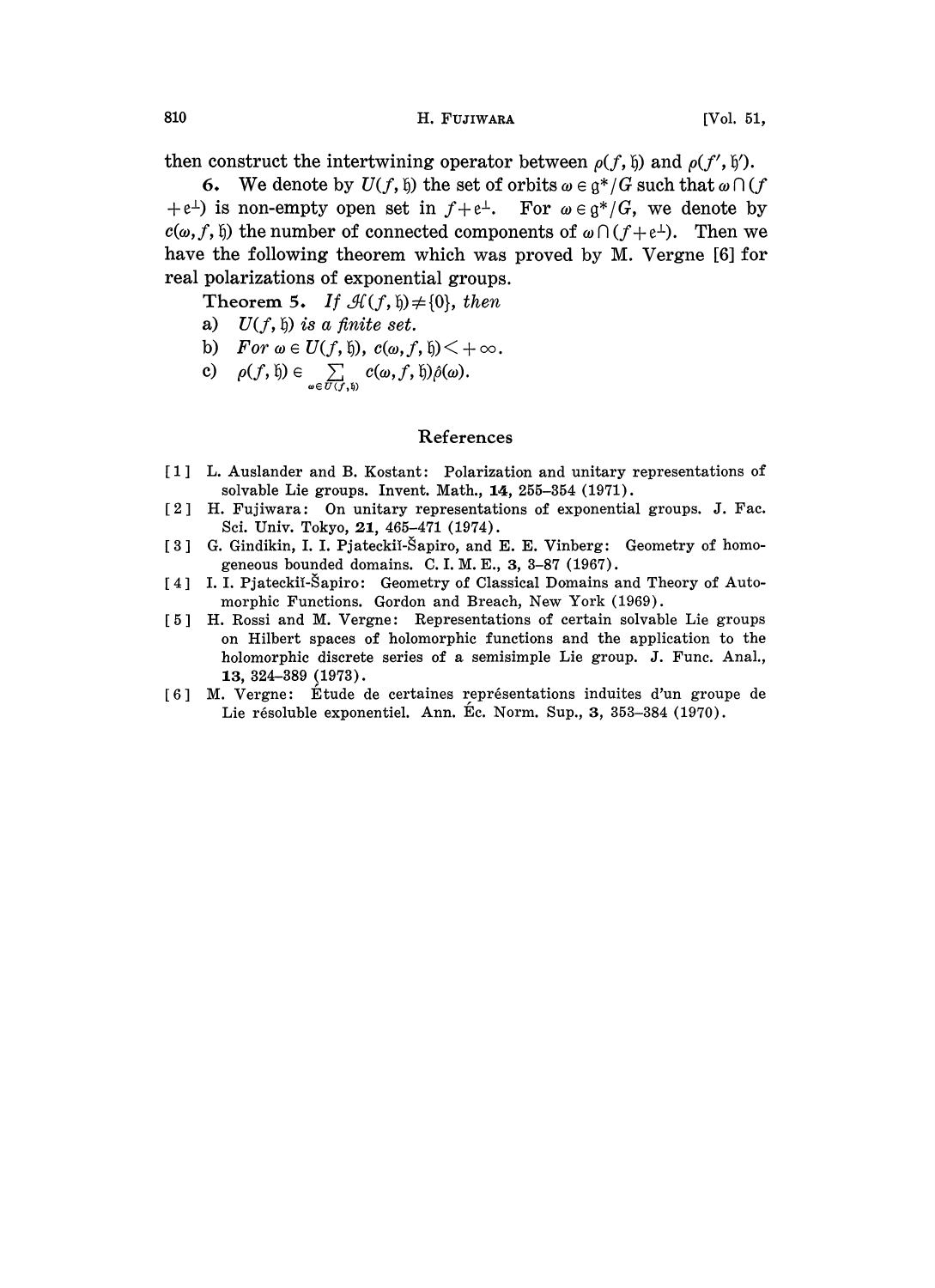then construct the intertwining operator between $\rho(f, \mathfrak{h})$ and $\rho(f', \mathfrak{h}')$.

**6.** We denote by $U(f, \mathfrak{h})$ the set of orbits $\omega \in \mathfrak{g}^*/G$ such that $\omega \cap (f + \mathfrak{e}^{\perp})$ is non-empty open set in $f + \mathfrak{e}^{\perp}$. For $\omega \in \mathfrak{g}^*/G$, we denote by $c(\omega, f, \mathfrak{h})$ the number of connected components of $\omega \cap (f + \mathfrak{e}^{\perp})$. Then we have the following theorem which was proved by M. Vergne [6] for real polarizations of exponential groups.

**Theorem 5.** *If $\mathcal{H}(f, \mathfrak{h}) \neq \{0\}$, then*

a) *$U(f, \mathfrak{h})$ is a finite set.*

b) *For $\omega \in U(f, \mathfrak{h})$, $c(\omega, f, \mathfrak{h}) < +\infty$.*

c) $\rho(f, \mathfrak{h}) \in \sum_{\omega \in U(f, \mathfrak{h})} c(\omega, f, \mathfrak{h}) \hat{\rho}(\omega)$.

## References

[1] L. Auslander and B. Kostant: Polarization and unitary representations of solvable Lie groups. Invent. Math., **14**, 255–354 (1971).

[2] H. Fujiwara: On unitary representations of exponential groups. J. Fac. Sci. Univ. Tokyo, **21**, 465–471 (1974).

[3] G. Gindikin, I. I. Pjateckiĭ-Šapiro, and E. E. Vinberg: Geometry of homogeneous bounded domains. C. I. M. E., **3**, 3–87 (1967).

[4] I. I. Pjateckiĭ-Šapiro: Geometry of Classical Domains and Theory of Automorphic Functions. Gordon and Breach, New York (1969).

[5] H. Rossi and M. Vergne: Representations of certain solvable Lie groups on Hilbert spaces of holomorphic functions and the application to the holomorphic discrete series of a semisimple Lie group. J. Func. Anal., **13**, 324–389 (1973).

[6] M. Vergne: Étude de certaines représentations induites d'un groupe de Lie résoluble exponentiel. Ann. Éc. Norm. Sup., **3**, 353–384 (1970).